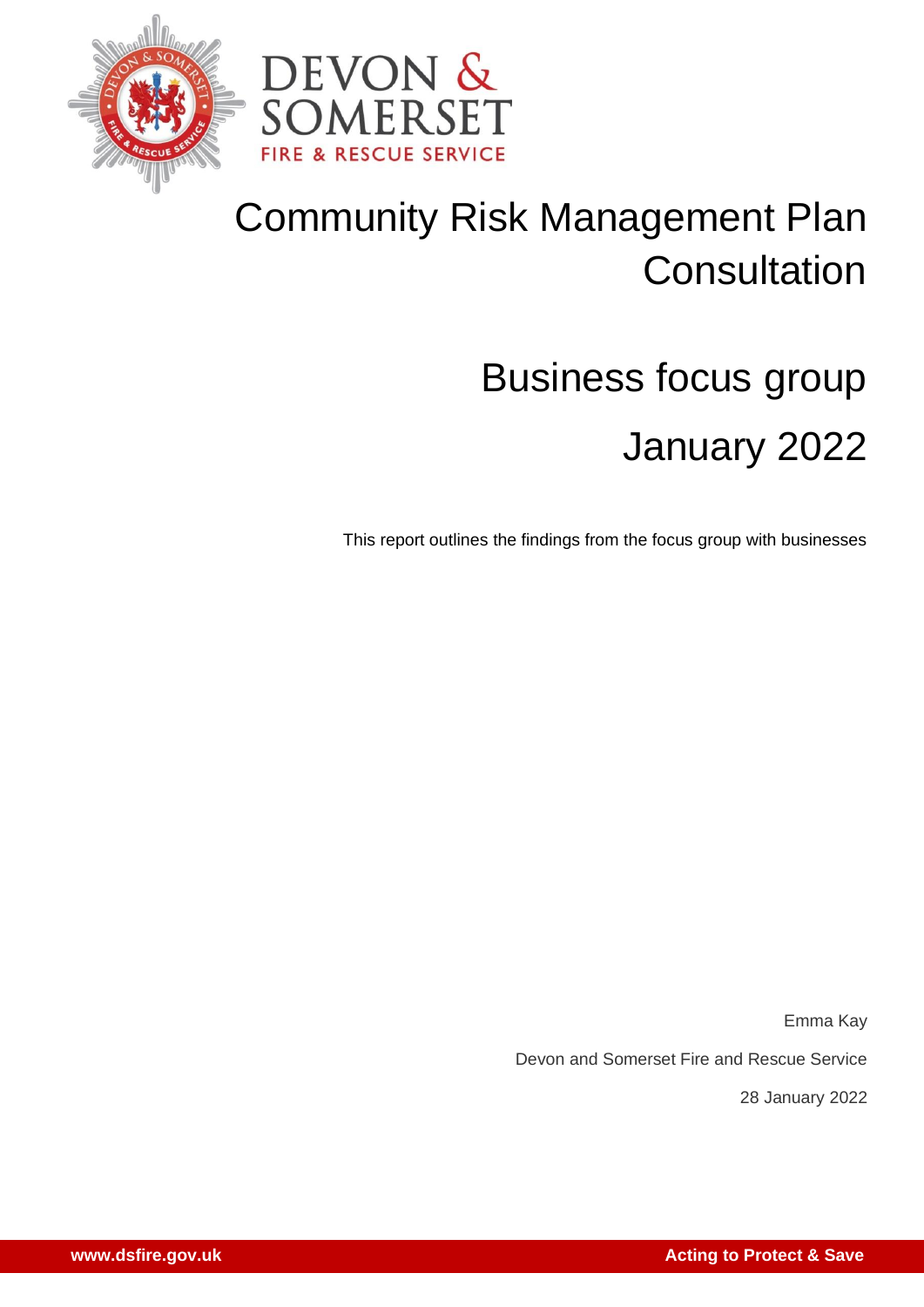DEVON & SOMERSET

FIRE & RESCUE SERVICE

# Community Risk Management Plan Consultation

## Business focus group

## January 2022

This report outlines the findings from the focus group with businesses

Emma Kay

Devon and Somerset Fire and Rescue Service

28 January 2022

www.dsfire.gov.uk

Acting to Protect & Save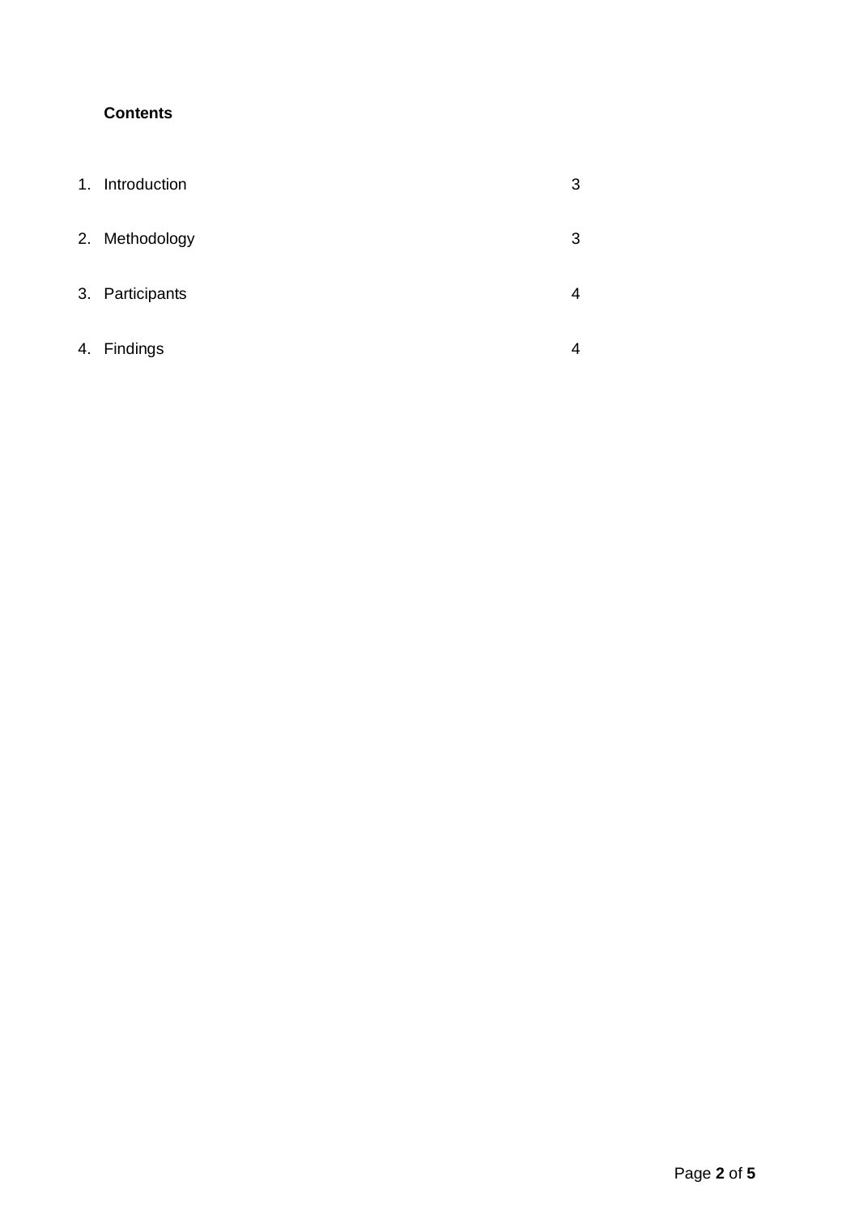**Contents**

| | | |
|---|---|---|
| 1. | Introduction | 3 |
| 2. | Methodology | 3 |
| 3. | Participants | 4 |
| 4. | Findings | 4 |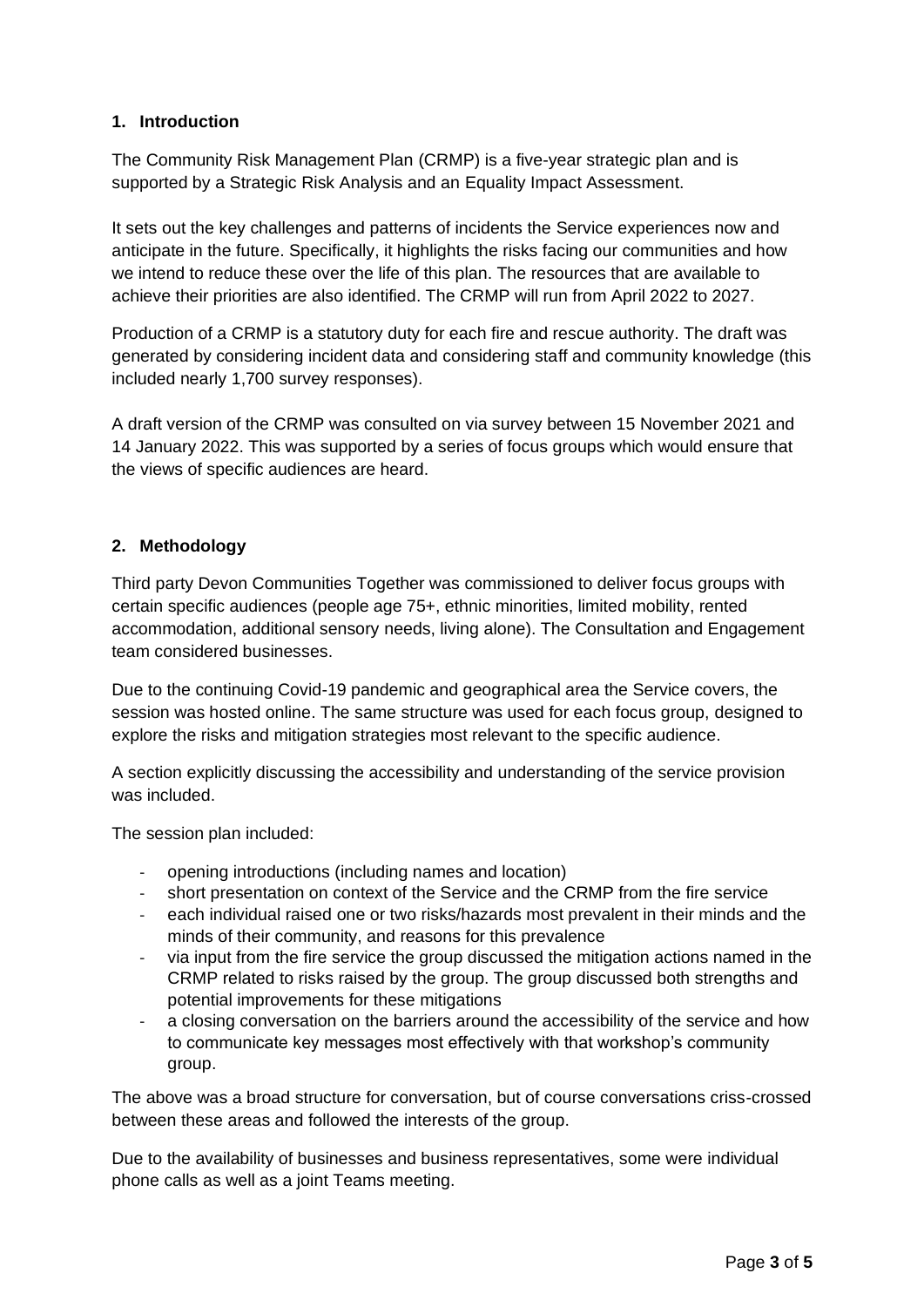## 1. Introduction

The Community Risk Management Plan (CRMP) is a five-year strategic plan and is supported by a Strategic Risk Analysis and an Equality Impact Assessment.

It sets out the key challenges and patterns of incidents the Service experiences now and anticipate in the future. Specifically, it highlights the risks facing our communities and how we intend to reduce these over the life of this plan. The resources that are available to achieve their priorities are also identified. The CRMP will run from April 2022 to 2027.

Production of a CRMP is a statutory duty for each fire and rescue authority. The draft was generated by considering incident data and considering staff and community knowledge (this included nearly 1,700 survey responses).

A draft version of the CRMP was consulted on via survey between 15 November 2021 and 14 January 2022. This was supported by a series of focus groups which would ensure that the views of specific audiences are heard.

## 2. Methodology

Third party Devon Communities Together was commissioned to deliver focus groups with certain specific audiences (people age 75+, ethnic minorities, limited mobility, rented accommodation, additional sensory needs, living alone). The Consultation and Engagement team considered businesses.

Due to the continuing Covid-19 pandemic and geographical area the Service covers, the session was hosted online. The same structure was used for each focus group, designed to explore the risks and mitigation strategies most relevant to the specific audience.

A section explicitly discussing the accessibility and understanding of the service provision was included.

The session plan included:

- opening introductions (including names and location)
- short presentation on context of the Service and the CRMP from the fire service
- each individual raised one or two risks/hazards most prevalent in their minds and the minds of their community, and reasons for this prevalence
- via input from the fire service the group discussed the mitigation actions named in the CRMP related to risks raised by the group. The group discussed both strengths and potential improvements for these mitigations
- a closing conversation on the barriers around the accessibility of the service and how to communicate key messages most effectively with that workshop's community group.

The above was a broad structure for conversation, but of course conversations criss-crossed between these areas and followed the interests of the group.

Due to the availability of businesses and business representatives, some were individual phone calls as well as a joint Teams meeting.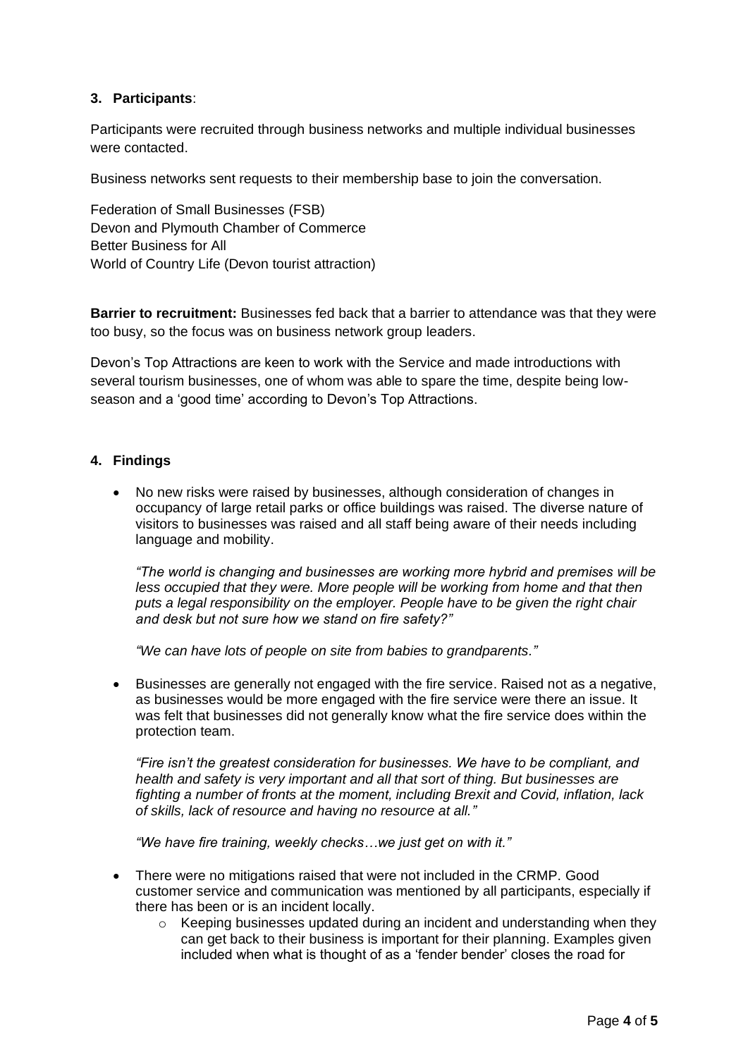### 3. Participants:

Participants were recruited through business networks and multiple individual businesses were contacted.

Business networks sent requests to their membership base to join the conversation.

Federation of Small Businesses (FSB)
Devon and Plymouth Chamber of Commerce
Better Business for All
World of Country Life (Devon tourist attraction)

**Barrier to recruitment:** Businesses fed back that a barrier to attendance was that they were too busy, so the focus was on business network group leaders.

Devon's Top Attractions are keen to work with the Service and made introductions with several tourism businesses, one of whom was able to spare the time, despite being low-season and a 'good time' according to Devon's Top Attractions.

### 4. Findings

- No new risks were raised by businesses, although consideration of changes in occupancy of large retail parks or office buildings was raised. The diverse nature of visitors to businesses was raised and all staff being aware of their needs including language and mobility.

  *"The world is changing and businesses are working more hybrid and premises will be less occupied that they were. More people will be working from home and that then puts a legal responsibility on the employer. People have to be given the right chair and desk but not sure how we stand on fire safety?"*

  *"We can have lots of people on site from babies to grandparents."*

- Businesses are generally not engaged with the fire service. Raised not as a negative, as businesses would be more engaged with the fire service were there an issue. It was felt that businesses did not generally know what the fire service does within the protection team.

  *"Fire isn't the greatest consideration for businesses. We have to be compliant, and health and safety is very important and all that sort of thing. But businesses are fighting a number of fronts at the moment, including Brexit and Covid, inflation, lack of skills, lack of resource and having no resource at all."*

  *"We have fire training, weekly checks…we just get on with it."*

- There were no mitigations raised that were not included in the CRMP. Good customer service and communication was mentioned by all participants, especially if there has been or is an incident locally.
  - Keeping businesses updated during an incident and understanding when they can get back to their business is important for their planning. Examples given included when what is thought of as a 'fender bender' closes the road for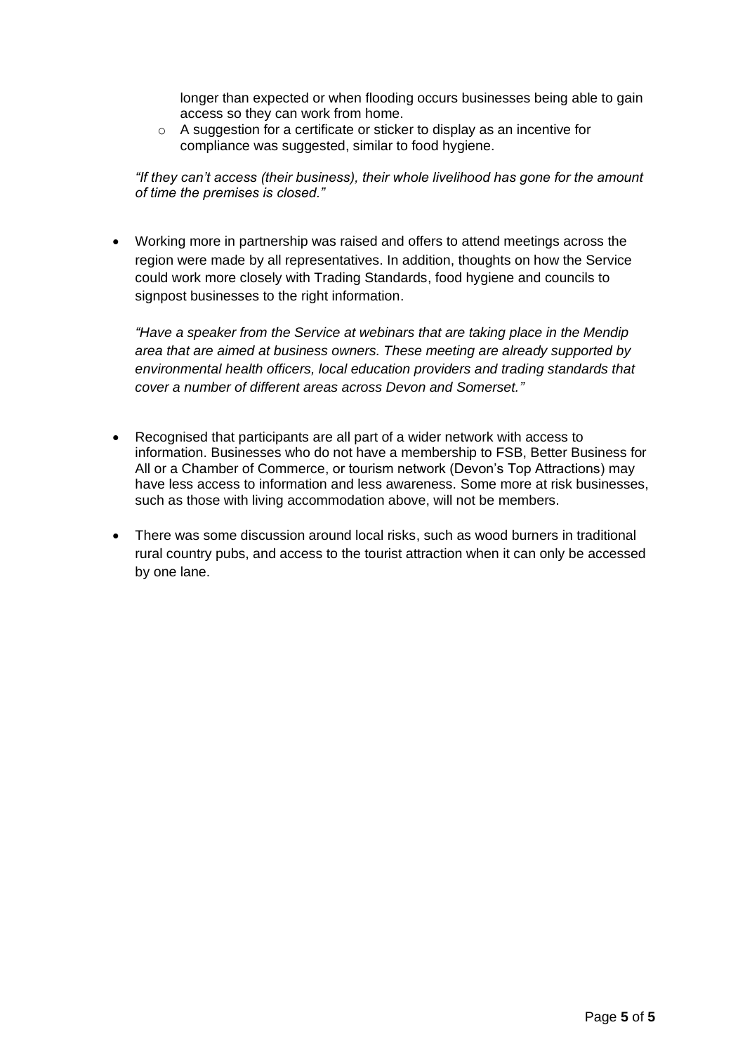longer than expected or when flooding occurs businesses being able to gain access so they can work from home.
  - A suggestion for a certificate or sticker to display as an incentive for compliance was suggested, similar to food hygiene.

*"If they can't access (their business), their whole livelihood has gone for the amount of time the premises is closed."*

- Working more in partnership was raised and offers to attend meetings across the region were made by all representatives. In addition, thoughts on how the Service could work more closely with Trading Standards, food hygiene and councils to signpost businesses to the right information.

  *"Have a speaker from the Service at webinars that are taking place in the Mendip area that are aimed at business owners. These meeting are already supported by environmental health officers, local education providers and trading standards that cover a number of different areas across Devon and Somerset."*

- Recognised that participants are all part of a wider network with access to information. Businesses who do not have a membership to FSB, Better Business for All or a Chamber of Commerce, or tourism network (Devon's Top Attractions) may have less access to information and less awareness. Some more at risk businesses, such as those with living accommodation above, will not be members.

- There was some discussion around local risks, such as wood burners in traditional rural country pubs, and access to the tourist attraction when it can only be accessed by one lane.